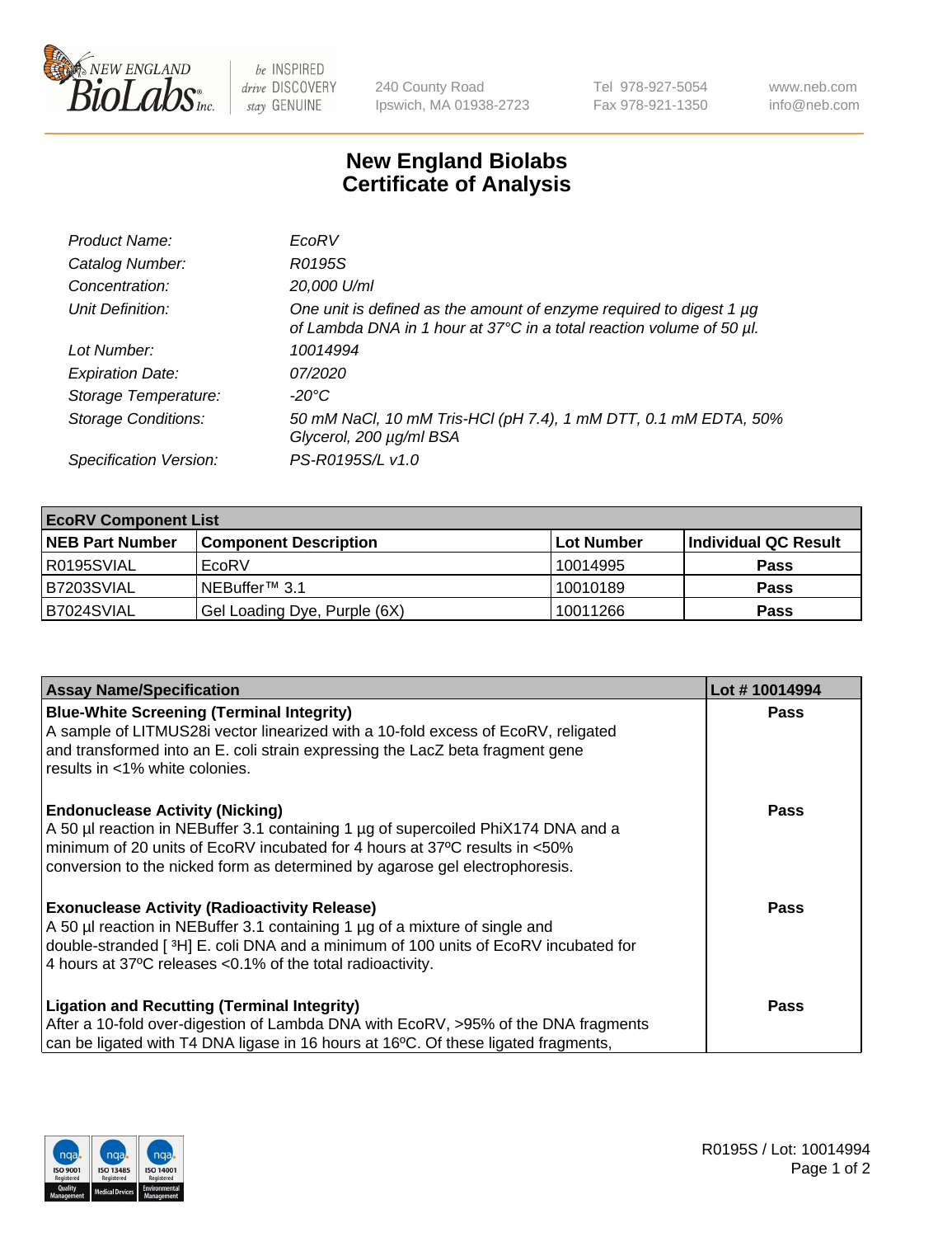# New England Biolabs
# Certificate of Analysis

| | |
|---|---|
| *Product Name:* | *EcoRV* |
| *Catalog Number:* | *R0195S* |
| *Concentration:* | *20,000 U/ml* |
| *Unit Definition:* | *One unit is defined as the amount of enzyme required to digest 1 µg of Lambda DNA in 1 hour at 37°C in a total reaction volume of 50 µl.* |
| *Lot Number:* | *10014994* |
| *Expiration Date:* | *07/2020* |
| *Storage Temperature:* | *-20°C* |
| *Storage Conditions:* | *50 mM NaCl, 10 mM Tris-HCl (pH 7.4), 1 mM DTT, 0.1 mM EDTA, 50% Glycerol, 200 µg/ml BSA* |
| *Specification Version:* | *PS-R0195S/L v1.0* |

| **EcoRV Component List** | | | |
|---|---|---|---|
| **NEB Part Number** | **Component Description** | **Lot Number** | **Individual QC Result** |
| R0195SVIAL | EcoRV | 10014995 | **Pass** |
| B7203SVIAL | NEBuffer™ 3.1 | 10010189 | **Pass** |
| B7024SVIAL | Gel Loading Dye, Purple (6X) | 10011266 | **Pass** |

| **Assay Name/Specification** | **Lot # 10014994** |
|---|---|
| **Blue-White Screening (Terminal Integrity)**<br>A sample of LITMUS28i vector linearized with a 10-fold excess of EcoRV, religated and transformed into an E. coli strain expressing the LacZ beta fragment gene results in <1% white colonies. | **Pass** |
| **Endonuclease Activity (Nicking)**<br>A 50 µl reaction in NEBuffer 3.1 containing 1 µg of supercoiled PhiX174 DNA and a minimum of 20 units of EcoRV incubated for 4 hours at 37ºC results in <50% conversion to the nicked form as determined by agarose gel electrophoresis. | **Pass** |
| **Exonuclease Activity (Radioactivity Release)**<br>A 50 µl reaction in NEBuffer 3.1 containing 1 µg of a mixture of single and double-stranded [ $^3$H] E. coli DNA and a minimum of 100 units of EcoRV incubated for 4 hours at 37ºC releases <0.1% of the total radioactivity. | **Pass** |
| **Ligation and Recutting (Terminal Integrity)**<br>After a 10-fold over-digestion of Lambda DNA with EcoRV, >95% of the DNA fragments can be ligated with T4 DNA ligase in 16 hours at 16ºC. Of these ligated fragments, | **Pass** |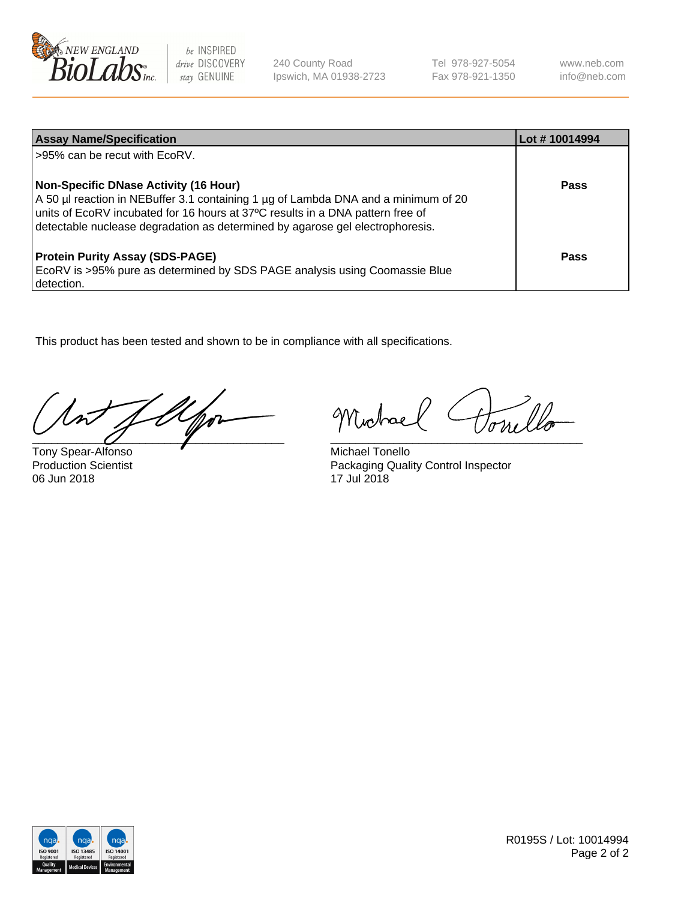240 County Road
Ipswich, MA 01938-2723

Tel 978-927-5054
Fax 978-921-1350

www.neb.com
info@neb.com

| Assay Name/Specification | Lot # 10014994 |
| --- | --- |
| >95% can be recut with EcoRV. | |
| **Non-Specific DNase Activity (16 Hour)**<br>A 50 µl reaction in NEBuffer 3.1 containing 1 µg of Lambda DNA and a minimum of 20 units of EcoRV incubated for 16 hours at 37ºC results in a DNA pattern free of detectable nuclease degradation as determined by agarose gel electrophoresis. | **Pass** |
| **Protein Purity Assay (SDS-PAGE)**<br>EcoRV is >95% pure as determined by SDS PAGE analysis using Coomassie Blue detection. | **Pass** |

This product has been tested and shown to be in compliance with all specifications.

Tony Spear-Alfonso
Production Scientist
06 Jun 2018

Michael Tonello
Packaging Quality Control Inspector
17 Jul 2018

R0195S / Lot: 10014994